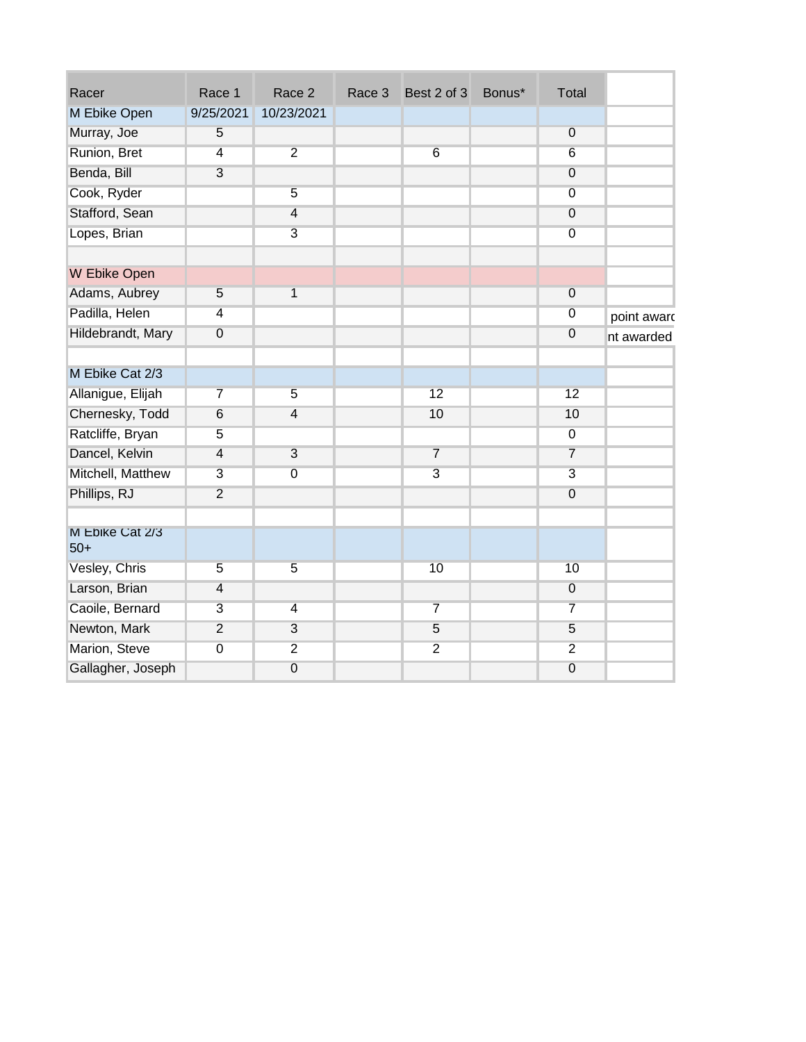| Racer | Race 1 | Race 2 | Race 3 | Best 2 of 3 | Bonus* | Total | |
|---|---|---|---|---|---|---|---|
| M Ebike Open | 9/25/2021 | 10/23/2021 | | | | | |
| Murray, Joe | 5 | | | | | 0 | |
| Runion, Bret | 4 | 2 | | 6 | | 6 | |
| Benda, Bill | 3 | | | | | 0 | |
| Cook, Ryder | | 5 | | | | 0 | |
| Stafford, Sean | | 4 | | | | 0 | |
| Lopes, Brian | | 3 | | | | 0 | |
| | | | | | | | |
| W Ebike Open | | | | | | | |
| Adams, Aubrey | 5 | 1 | | | | 0 | |
| Padilla, Helen | 4 | | | | | 0 | point award |
| Hildebrandt, Mary | 0 | | | | | 0 | nt awarded |
| | | | | | | | |
| M Ebike Cat 2/3 | | | | | | | |
| Allanigue, Elijah | 7 | 5 | | 12 | | 12 | |
| Chernesky, Todd | 6 | 4 | | 10 | | 10 | |
| Ratcliffe, Bryan | 5 | | | | | 0 | |
| Dancel, Kelvin | 4 | 3 | | 7 | | 7 | |
| Mitchell, Matthew | 3 | 0 | | 3 | | 3 | |
| Phillips, RJ | 2 | | | | | 0 | |
| | | | | | | | |
| M Ebike Cat 2/3 50+ | | | | | | | |
| Vesley, Chris | 5 | 5 | | 10 | | 10 | |
| Larson, Brian | 4 | | | | | 0 | |
| Caoile, Bernard | 3 | 4 | | 7 | | 7 | |
| Newton, Mark | 2 | 3 | | 5 | | 5 | |
| Marion, Steve | 0 | 2 | | 2 | | 2 | |
| Gallagher, Joseph | | 0 | | | | 0 | |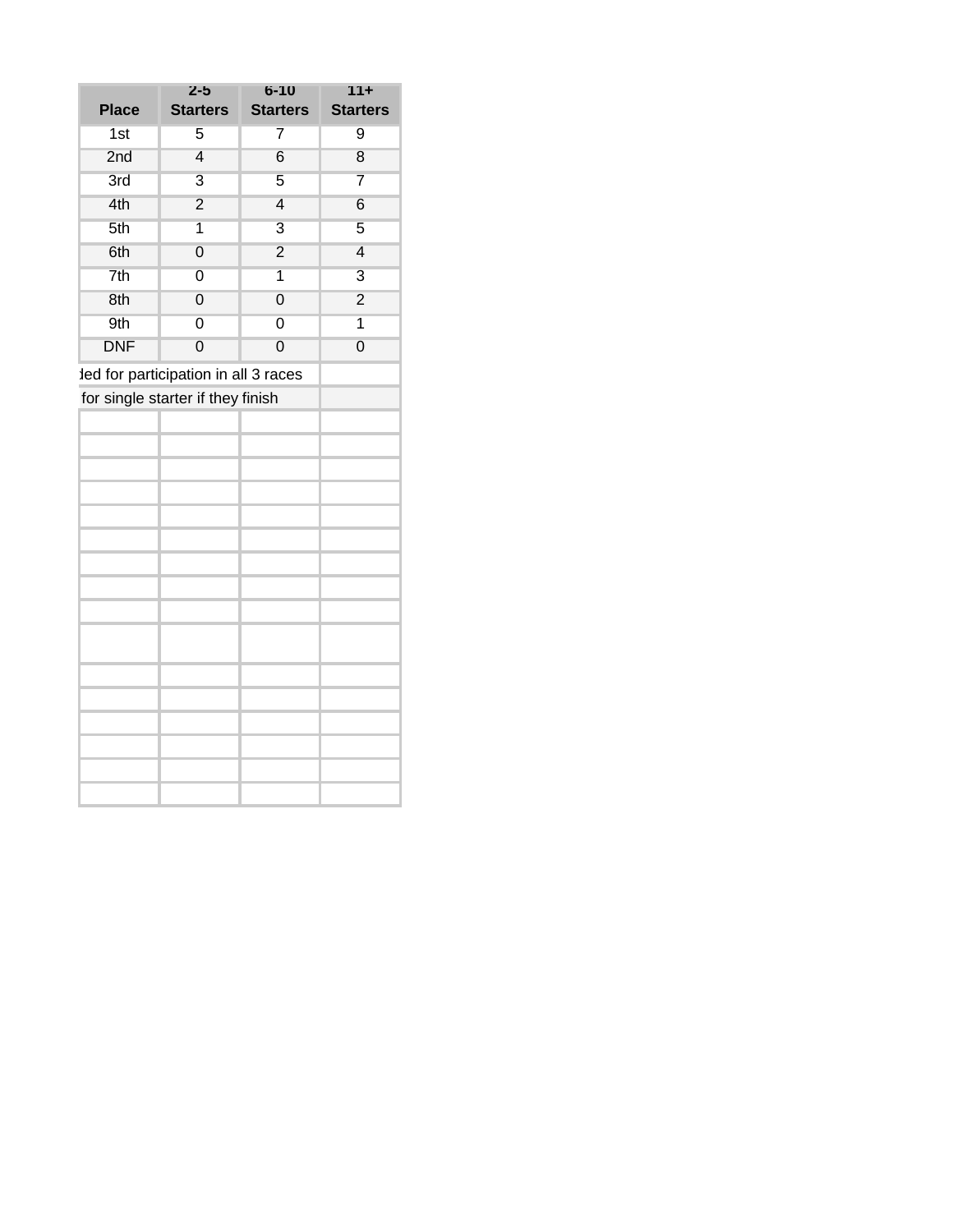| Place | 2-5 Starters | 6-10 Starters | 11+ Starters |
|---|---|---|---|
| 1st | 5 | 7 | 9 |
| 2nd | 4 | 6 | 8 |
| 3rd | 3 | 5 | 7 |
| 4th | 2 | 4 | 6 |
| 5th | 1 | 3 | 5 |
| 6th | 0 | 2 | 4 |
| 7th | 0 | 1 | 3 |
| 8th | 0 | 0 | 2 |
| 9th | 0 | 0 | 1 |
| DNF | 0 | 0 | 0 |
| ded for participation in all 3 races | | | |
| for single starter if they finish | | | |